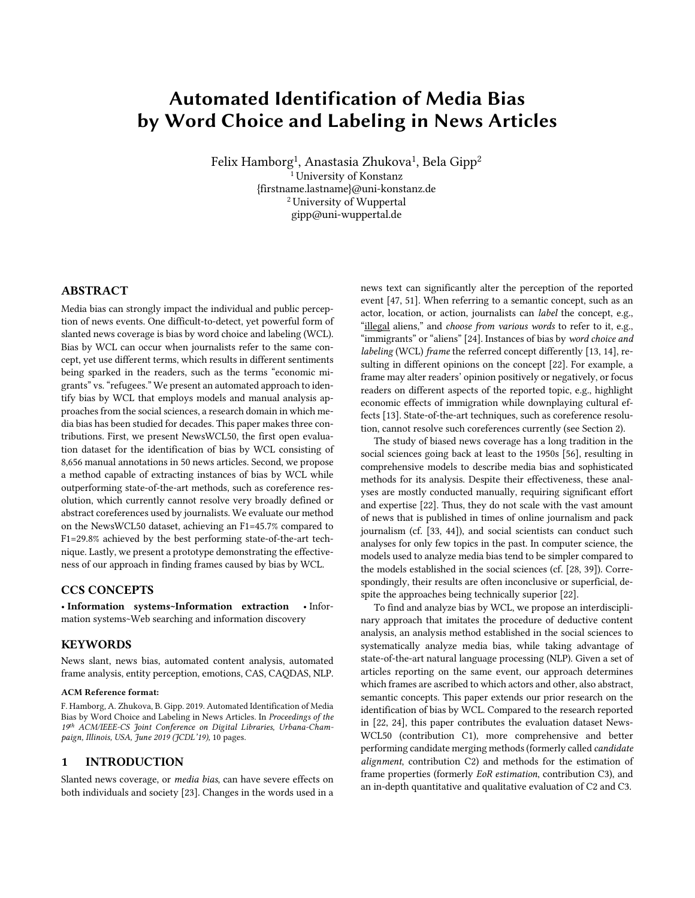# Automated Identification of Media Bias by Word Choice and Labeling in News Articles

Felix Hamborg[1], Anastasia Zhukova[1], Bela Gipp[2]

[1] University of Konstanz
{firstname.lastname}@uni-konstanz.de
[2] University of Wuppertal
gipp@uni-wuppertal.de

## ABSTRACT

Media bias can strongly impact the individual and public perception of news events. One difficult-to-detect, yet powerful form of slanted news coverage is bias by word choice and labeling (WCL). Bias by WCL can occur when journalists refer to the same concept, yet use different terms, which results in different sentiments being sparked in the readers, such as the terms "economic migrants" vs. "refugees." We present an automated approach to identify bias by WCL that employs models and manual analysis approaches from the social sciences, a research domain in which media bias has been studied for decades. This paper makes three contributions. First, we present NewsWCL50, the first open evaluation dataset for the identification of bias by WCL consisting of 8,656 manual annotations in 50 news articles. Second, we propose a method capable of extracting instances of bias by WCL while outperforming state-of-the-art methods, such as coreference resolution, which currently cannot resolve very broadly defined or abstract coreferences used by journalists. We evaluate our method on the NewsWCL50 dataset, achieving an F1=45.7% compared to F1=29.8% achieved by the best performing state-of-the-art technique. Lastly, we present a prototype demonstrating the effectiveness of our approach in finding frames caused by bias by WCL.

## CCS CONCEPTS

• **Information systems~Information extraction** • Information systems~Web searching and information discovery

## KEYWORDS

News slant, news bias, automated content analysis, automated frame analysis, entity perception, emotions, CAS, CAQDAS, NLP.

**ACM Reference format:**

F. Hamborg, A. Zhukova, B. Gipp. 2019. Automated Identification of Media Bias by Word Choice and Labeling in News Articles. In *Proceedings of the 19th ACM/IEEE-CS Joint Conference on Digital Libraries, Urbana-Champaign, Illinois, USA, June 2019 (JCDL'19),* 10 pages.

## 1 INTRODUCTION

Slanted news coverage, or *media bias*, can have severe effects on both individuals and society [23]. Changes in the words used in a news text can significantly alter the perception of the reported event [47, 51]. When referring to a semantic concept, such as an actor, location, or action, journalists can *label* the concept, e.g., "illegal aliens," and *choose from various words* to refer to it, e.g., "immigrants" or "aliens" [24]. Instances of bias by *word choice and labeling* (WCL) *frame* the referred concept differently [13, 14], resulting in different opinions on the concept [22]. For example, a frame may alter readers' opinion positively or negatively, or focus readers on different aspects of the reported topic, e.g., highlight economic effects of immigration while downplaying cultural effects [13]. State-of-the-art techniques, such as coreference resolution, cannot resolve such coreferences currently (see Section 2).

The study of biased news coverage has a long tradition in the social sciences going back at least to the 1950s [56], resulting in comprehensive models to describe media bias and sophisticated methods for its analysis. Despite their effectiveness, these analyses are mostly conducted manually, requiring significant effort and expertise [22]. Thus, they do not scale with the vast amount of news that is published in times of online journalism and pack journalism (cf. [33, 44]), and social scientists can conduct such analyses for only few topics in the past. In computer science, the models used to analyze media bias tend to be simpler compared to the models established in the social sciences (cf. [28, 39]). Correspondingly, their results are often inconclusive or superficial, despite the approaches being technically superior [22].

To find and analyze bias by WCL, we propose an interdisciplinary approach that imitates the procedure of deductive content analysis, an analysis method established in the social sciences to systematically analyze media bias, while taking advantage of state-of-the-art natural language processing (NLP). Given a set of articles reporting on the same event, our approach determines which frames are ascribed to which actors and other, also abstract, semantic concepts. This paper extends our prior research on the identification of bias by WCL. Compared to the research reported in [22, 24], this paper contributes the evaluation dataset NewsWCL50 (contribution C1), more comprehensive and better performing candidate merging methods (formerly called *candidate alignment*, contribution C2) and methods for the estimation of frame properties (formerly *EoR estimation*, contribution C3), and an in-depth quantitative and qualitative evaluation of C2 and C3.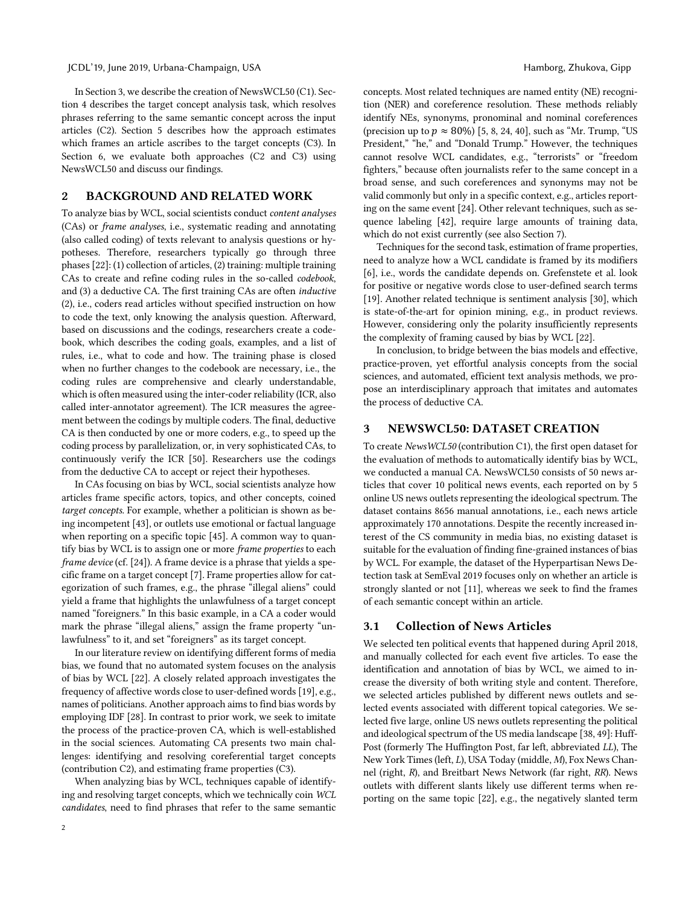In Section 3, we describe the creation of NewsWCL50 (C1). Section 4 describes the target concept analysis task, which resolves phrases referring to the same semantic concept across the input articles (C2). Section 5 describes how the approach estimates which frames an article ascribes to the target concepts (C3). In Section 6, we evaluate both approaches (C2 and C3) using NewsWCL50 and discuss our findings.

## 2 BACKGROUND AND RELATED WORK

To analyze bias by WCL, social scientists conduct *content analyses* (CAs) or *frame analyses*, i.e., systematic reading and annotating (also called coding) of texts relevant to analysis questions or hypotheses. Therefore, researchers typically go through three phases [22]: (1) collection of articles, (2) training: multiple training CAs to create and refine coding rules in the so-called *codebook*, and (3) a deductive CA. The first training CAs are often *inductive* (2), i.e., coders read articles without specified instruction on how to code the text, only knowing the analysis question. Afterward, based on discussions and the codings, researchers create a codebook, which describes the coding goals, examples, and a list of rules, i.e., what to code and how. The training phase is closed when no further changes to the codebook are necessary, i.e., the coding rules are comprehensive and clearly understandable, which is often measured using the inter-coder reliability (ICR, also called inter-annotator agreement). The ICR measures the agreement between the codings by multiple coders. The final, deductive CA is then conducted by one or more coders, e.g., to speed up the coding process by parallelization, or, in very sophisticated CAs, to continuously verify the ICR [50]. Researchers use the codings from the deductive CA to accept or reject their hypotheses.

In CAs focusing on bias by WCL, social scientists analyze how articles frame specific actors, topics, and other concepts, coined *target concepts*. For example, whether a politician is shown as being incompetent [43], or outlets use emotional or factual language when reporting on a specific topic [45]. A common way to quantify bias by WCL is to assign one or more *frame properties* to each *frame device* (cf. [24]). A frame device is a phrase that yields a specific frame on a target concept [7]. Frame properties allow for categorization of such frames, e.g., the phrase "illegal aliens" could yield a frame that highlights the unlawfulness of a target concept named "foreigners." In this basic example, in a CA a coder would mark the phrase "illegal aliens," assign the frame property "unlawfulness" to it, and set "foreigners" as its target concept.

In our literature review on identifying different forms of media bias, we found that no automated system focuses on the analysis of bias by WCL [22]. A closely related approach investigates the frequency of affective words close to user-defined words [19], e.g., names of politicians. Another approach aims to find bias words by employing IDF [28]. In contrast to prior work, we seek to imitate the process of the practice-proven CA, which is well-established in the social sciences. Automating CA presents two main challenges: identifying and resolving coreferential target concepts (contribution C2), and estimating frame properties (C3).

When analyzing bias by WCL, techniques capable of identifying and resolving target concepts, which we technically coin *WCL candidates*, need to find phrases that refer to the same semantic concepts. Most related techniques are named entity (NE) recognition (NER) and coreference resolution. These methods reliably identify NEs, synonyms, pronominal and nominal coreferences (precision up to $p \approx 80\%$) [5, 8, 24, 40], such as "Mr. Trump, "US President," "he," and "Donald Trump." However, the techniques cannot resolve WCL candidates, e.g., "terrorists" or "freedom fighters," because often journalists refer to the same concept in a broad sense, and such coreferences and synonyms may not be valid commonly but only in a specific context, e.g., articles reporting on the same event [24]. Other relevant techniques, such as sequence labeling [42], require large amounts of training data, which do not exist currently (see also Section 7).

Techniques for the second task, estimation of frame properties, need to analyze how a WCL candidate is framed by its modifiers [6], i.e., words the candidate depends on. Grefenstete et al. look for positive or negative words close to user-defined search terms [19]. Another related technique is sentiment analysis [30], which is state-of-the-art for opinion mining, e.g., in product reviews. However, considering only the polarity insufficiently represents the complexity of framing caused by bias by WCL [22].

In conclusion, to bridge between the bias models and effective, practice-proven, yet effortful analysis concepts from the social sciences, and automated, efficient text analysis methods, we propose an interdisciplinary approach that imitates and automates the process of deductive CA.

## 3 NEWSWCL50: DATASET CREATION

To create *NewsWCL50* (contribution C1), the first open dataset for the evaluation of methods to automatically identify bias by WCL, we conducted a manual CA. NewsWCL50 consists of 50 news articles that cover 10 political news events, each reported on by 5 online US news outlets representing the ideological spectrum. The dataset contains 8656 manual annotations, i.e., each news article approximately 170 annotations. Despite the recently increased interest of the CS community in media bias, no existing dataset is suitable for the evaluation of finding fine-grained instances of bias by WCL. For example, the dataset of the Hyperpartisan News Detection task at SemEval 2019 focuses only on whether an article is strongly slanted or not [11], whereas we seek to find the frames of each semantic concept within an article.

### 3.1 Collection of News Articles

We selected ten political events that happened during April 2018, and manually collected for each event five articles. To ease the identification and annotation of bias by WCL, we aimed to increase the diversity of both writing style and content. Therefore, we selected articles published by different news outlets and selected events associated with different topical categories. We selected five large, online US news outlets representing the political and ideological spectrum of the US media landscape [38, 49]: HuffPost (formerly The Huffington Post, far left, abbreviated *LL*), The New York Times (left, *L*), USA Today (middle, *M*), Fox News Channel (right, *R*), and Breitbart News Network (far right, *RR*). News outlets with different slants likely use different terms when reporting on the same topic [22], e.g., the negatively slanted term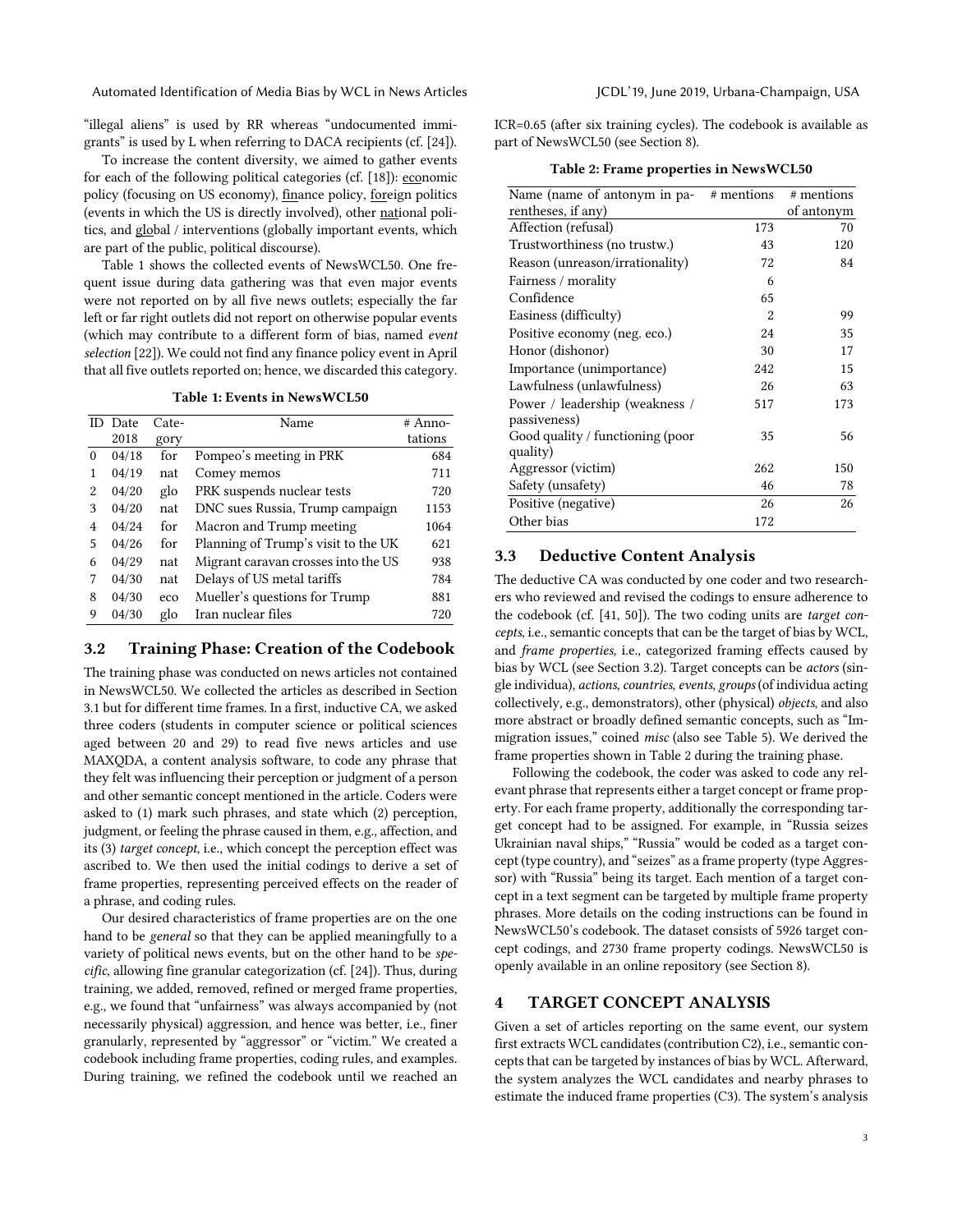"illegal aliens" is used by RR whereas "undocumented immigrants" is used by L when referring to DACA recipients (cf. [24]).

To increase the content diversity, we aimed to gather events for each of the following political categories (cf. [18]): economic policy (focusing on US economy), finance policy, foreign politics (events in which the US is directly involved), other national politics, and global / interventions (globally important events, which are part of the public, political discourse).

Table 1 shows the collected events of NewsWCL50. One frequent issue during data gathering was that even major events were not reported on by all five news outlets; especially the far left or far right outlets did not report on otherwise popular events (which may contribute to a different form of bias, named *event selection* [22]). We could not find any finance policy event in April that all five outlets reported on; hence, we discarded this category.

**Table 1: Events in NewsWCL50**

| ID | Date 2018 | Category | Name | # Annotations |
|---|---|---|---|---|
| 0 | 04/18 | for | Pompeo's meeting in PRK | 684 |
| 1 | 04/19 | nat | Comey memos | 711 |
| 2 | 04/20 | glo | PRK suspends nuclear tests | 720 |
| 3 | 04/20 | nat | DNC sues Russia, Trump campaign | 1153 |
| 4 | 04/24 | for | Macron and Trump meeting | 1064 |
| 5 | 04/26 | for | Planning of Trump's visit to the UK | 621 |
| 6 | 04/29 | nat | Migrant caravan crosses into the US | 938 |
| 7 | 04/30 | nat | Delays of US metal tariffs | 784 |
| 8 | 04/30 | eco | Mueller's questions for Trump | 881 |
| 9 | 04/30 | glo | Iran nuclear files | 720 |

### 3.2 Training Phase: Creation of the Codebook

The training phase was conducted on news articles not contained in NewsWCL50. We collected the articles as described in Section 3.1 but for different time frames. In a first, inductive CA, we asked three coders (students in computer science or political sciences aged between 20 and 29) to read five news articles and use MAXQDA, a content analysis software, to code any phrase that they felt was influencing their perception or judgment of a person and other semantic concept mentioned in the article. Coders were asked to (1) mark such phrases, and state which (2) perception, judgment, or feeling the phrase caused in them, e.g., affection, and its (3) *target concept*, i.e., which concept the perception effect was ascribed to. We then used the initial codings to derive a set of frame properties, representing perceived effects on the reader of a phrase, and coding rules.

Our desired characteristics of frame properties are on the one hand to be *general* so that they can be applied meaningfully to a variety of political news events, but on the other hand to be *specific*, allowing fine granular categorization (cf. [24]). Thus, during training, we added, removed, refined or merged frame properties, e.g., we found that "unfairness" was always accompanied by (not necessarily physical) aggression, and hence was better, i.e., finer granularly, represented by "aggressor" or "victim." We created a codebook including frame properties, coding rules, and examples. During training, we refined the codebook until we reached an ICR=0.65 (after six training cycles). The codebook is available as part of NewsWCL50 (see Section 8).

**Table 2: Frame properties in NewsWCL50**

| Name (name of antonym in parentheses, if any) | # mentions | # mentions of antonym |
|---|---|---|
| Affection (refusal) | 173 | 70 |
| Trustworthiness (no trustw.) | 43 | 120 |
| Reason (unreason/irrationality) | 72 | 84 |
| Fairness / morality | 6 | |
| Confidence | 65 | |
| Easiness (difficulty) | 2 | 99 |
| Positive economy (neg. eco.) | 24 | 35 |
| Honor (dishonor) | 30 | 17 |
| Importance (unimportance) | 242 | 15 |
| Lawfulness (unlawfulness) | 26 | 63 |
| Power / leadership (weakness / passiveness) | 517 | 173 |
| Good quality / functioning (poor quality) | 35 | 56 |
| Aggressor (victim) | 262 | 150 |
| Safety (unsafety) | 46 | 78 |
| Positive (negative) | 26 | 26 |
| Other bias | 172 | |

### 3.3 Deductive Content Analysis

The deductive CA was conducted by one coder and two researchers who reviewed and revised the codings to ensure adherence to the codebook (cf. [41, 50]). The two coding units are *target concepts*, i.e., semantic concepts that can be the target of bias by WCL, and *frame properties*, i.e., categorized framing effects caused by bias by WCL (see Section 3.2). Target concepts can be *actors* (single individua), *actions*, *countries*, *events*, *groups* (of individua acting collectively, e.g., demonstrators), other (physical) *objects*, and also more abstract or broadly defined semantic concepts, such as "Immigration issues," coined *misc* (also see Table 5). We derived the frame properties shown in Table 2 during the training phase.

Following the codebook, the coder was asked to code any relevant phrase that represents either a target concept or frame property. For each frame property, additionally the corresponding target concept had to be assigned. For example, in "Russia seizes Ukrainian naval ships," "Russia" would be coded as a target concept (type country), and "seizes" as a frame property (type Aggressor) with "Russia" being its target. Each mention of a target concept in a text segment can be targeted by multiple frame property phrases. More details on the coding instructions can be found in NewsWCL50's codebook. The dataset consists of 5926 target concept codings, and 2730 frame property codings. NewsWCL50 is openly available in an online repository (see Section 8).

## 4 TARGET CONCEPT ANALYSIS

Given a set of articles reporting on the same event, our system first extracts WCL candidates (contribution C2), i.e., semantic concepts that can be targeted by instances of bias by WCL. Afterward, the system analyzes the WCL candidates and nearby phrases to estimate the induced frame properties (C3). The system's analysis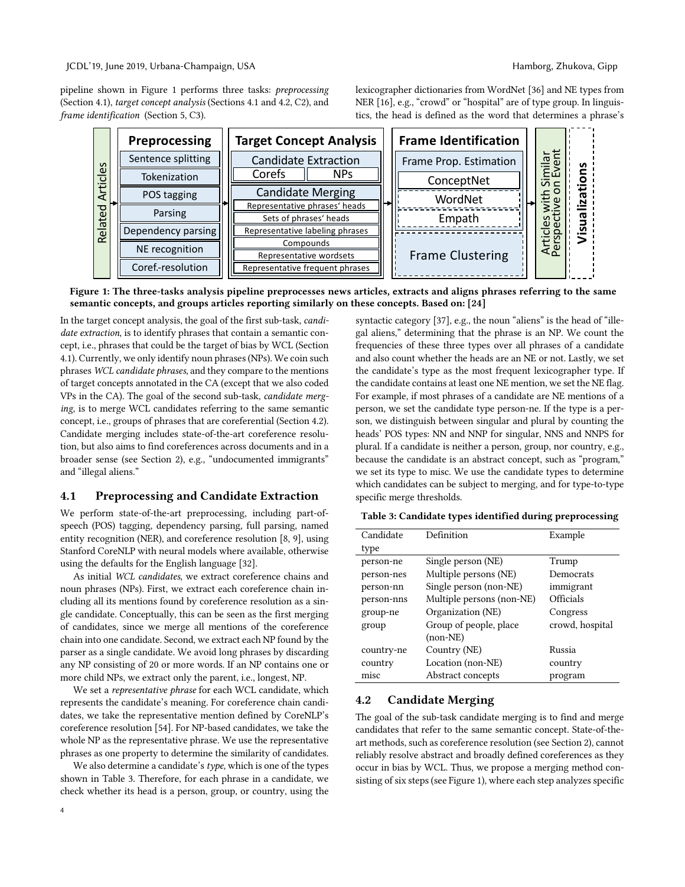pipeline shown in Figure 1 performs three tasks: *preprocessing* (Section 4.1), *target concept analysis* (Sections 4.1 and 4.2, C2), and *frame identification* (Section 5, C3).

Figure 1: The three-tasks analysis pipeline preprocesses news articles, extracts and aligns phrases referring to the same semantic concepts, and groups articles reporting similarly on these concepts. Based on: [24]

In the target concept analysis, the goal of the first sub-task, *candidate extraction*, is to identify phrases that contain a semantic concept, i.e., phrases that could be the target of bias by WCL (Section 4.1). Currently, we only identify noun phrases (NPs). We coin such phrases *WCL candidate phrases*, and they compare to the mentions of target concepts annotated in the CA (except that we also coded VPs in the CA). The goal of the second sub-task, *candidate merging*, is to merge WCL candidates referring to the same semantic concept, i.e., groups of phrases that are coreferential (Section 4.2). Candidate merging includes state-of-the-art coreference resolution, but also aims to find coreferences across documents and in a broader sense (see Section 2), e.g., "undocumented immigrants" and "illegal aliens."

## 4.1 Preprocessing and Candidate Extraction

We perform state-of-the-art preprocessing, including part-of-speech (POS) tagging, dependency parsing, full parsing, named entity recognition (NER), and coreference resolution [8, 9], using Stanford CoreNLP with neural models where available, otherwise using the defaults for the English language [32].

As initial *WCL candidates*, we extract coreference chains and noun phrases (NPs). First, we extract each coreference chain including all its mentions found by coreference resolution as a single candidate. Conceptually, this can be seen as the first merging of candidates, since we merge all mentions of the coreference chain into one candidate. Second, we extract each NP found by the parser as a single candidate. We avoid long phrases by discarding any NP consisting of 20 or more words. If an NP contains one or more child NPs, we extract only the parent, i.e., longest, NP.

We set a *representative phrase* for each WCL candidate, which represents the candidate's meaning. For coreference chain candidates, we take the representative mention defined by CoreNLP's coreference resolution [54]. For NP-based candidates, we take the whole NP as the representative phrase. We use the representative phrases as one property to determine the similarity of candidates.

We also determine a candidate's *type*, which is one of the types shown in Table 3. Therefore, for each phrase in a candidate, we check whether its head is a person, group, or country, using the lexicographer dictionaries from WordNet [36] and NE types from NER [16], e.g., "crowd" or "hospital" are of type group. In linguistics, the head is defined as the word that determines a phrase's syntactic category [37], e.g., the noun "aliens" is the head of "illegal aliens," determining that the phrase is an NP. We count the frequencies of these three types over all phrases of a candidate and also count whether the heads are an NE or not. Lastly, we set the candidate's type as the most frequent lexicographer type. If the candidate contains at least one NE mention, we set the NE flag. For example, if most phrases of a candidate are NE mentions of a person, we set the candidate type person-ne. If the type is a person, we distinguish between singular and plural by counting the heads' POS types: NN and NNP for singular, NNS and NNPS for plural. If a candidate is neither a person, group, nor country, e.g., because the candidate is an abstract concept, such as "program," we set its type to misc. We use the candidate types to determine which candidates can be subject to merging, and for type-to-type specific merge thresholds.

**Table 3: Candidate types identified during preprocessing**

| Candidate type | Definition | Example |
|---|---|---|
| person-ne | Single person (NE) | Trump |
| person-nes | Multiple persons (NE) | Democrats |
| person-nn | Single person (non-NE) | immigrant |
| person-nns | Multiple persons (non-NE) | Officials |
| group-ne | Organization (NE) | Congress |
| group | Group of people, place (non-NE) | crowd, hospital |
| country-ne | Country (NE) | Russia |
| country | Location (non-NE) | country |
| misc | Abstract concepts | program |

## 4.2 Candidate Merging

The goal of the sub-task candidate merging is to find and merge candidates that refer to the same semantic concept. State-of-the-art methods, such as coreference resolution (see Section 2), cannot reliably resolve abstract and broadly defined coreferences as they occur in bias by WCL. Thus, we propose a merging method consisting of six steps (see Figure 1), where each step analyzes specific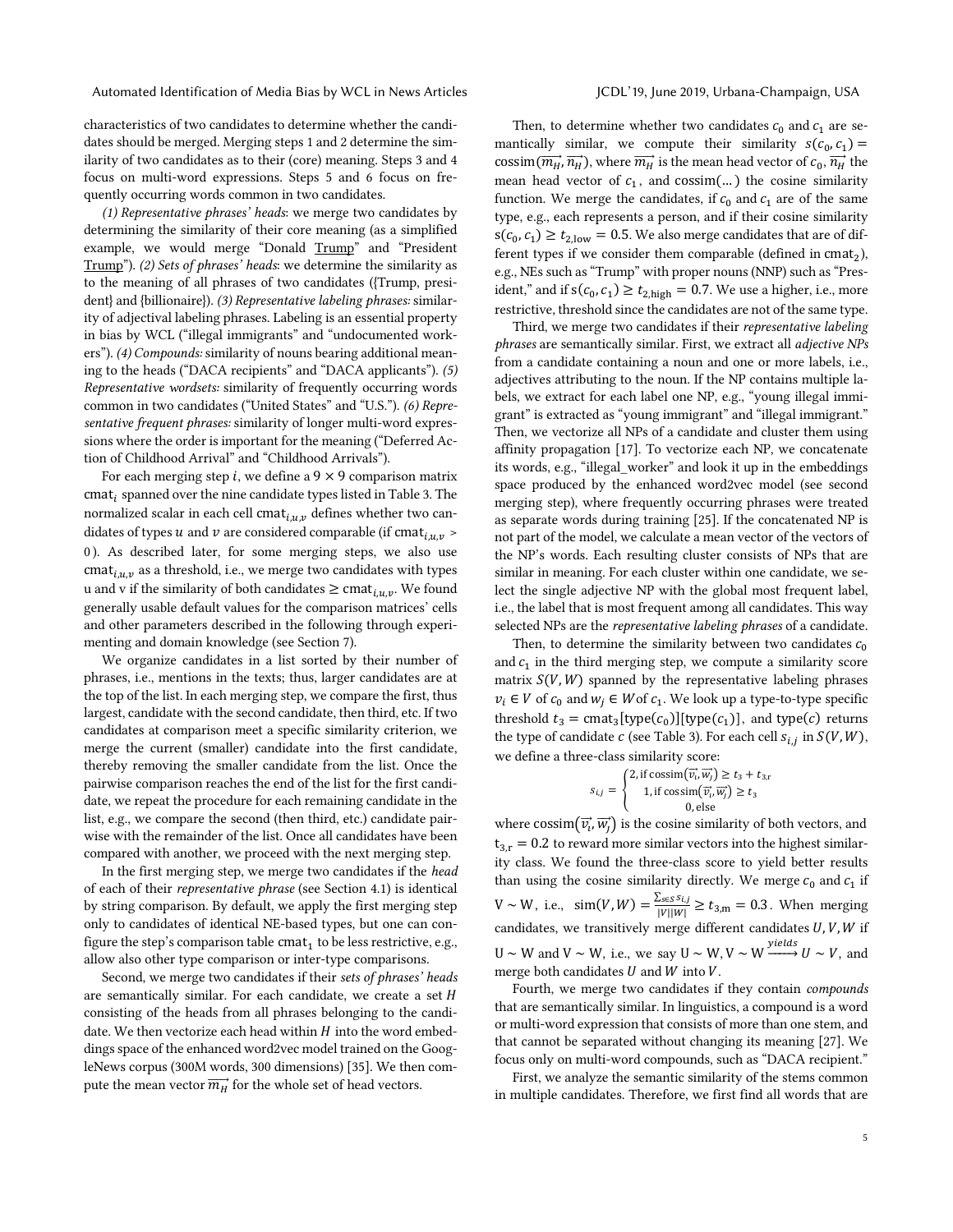characteristics of two candidates to determine whether the candidates should be merged. Merging steps 1 and 2 determine the similarity of two candidates as to their (core) meaning. Steps 3 and 4 focus on multi-word expressions. Steps 5 and 6 focus on frequently occurring words common in two candidates.

*(1) Representative phrases' heads*: we merge two candidates by determining the similarity of their core meaning (as a simplified example, we would merge "Donald Trump" and "President Trump"). *(2) Sets of phrases' heads*: we determine the similarity as to the meaning of all phrases of two candidates ({Trump, president} and {billionaire}). *(3) Representative labeling phrases:* similarity of adjectival labeling phrases. Labeling is an essential property in bias by WCL ("illegal immigrants" and "undocumented workers"). *(4) Compounds:* similarity of nouns bearing additional meaning to the heads ("DACA recipients" and "DACA applicants"). *(5) Representative wordsets:* similarity of frequently occurring words common in two candidates ("United States" and "U.S."). *(6) Representative frequent phrases:* similarity of longer multi-word expressions where the order is important for the meaning ("Deferred Action of Childhood Arrival" and "Childhood Arrivals").

For each merging step $i$, we define a $9 \times 9$ comparison matrix $\text{cmat}_i$ spanned over the nine candidate types listed in Table 3. The normalized scalar in each cell $\text{cmat}_{i,u,v}$ defines whether two candidates of types $u$ and $v$ are considered comparable (if $\text{cmat}_{i,u,v} > 0$). As described later, for some merging steps, we also use $\text{cmat}_{i,u,v}$ as a threshold, i.e., we merge two candidates with types u and v if the similarity of both candidates $\geq \text{cmat}_{i,u,v}$. We found generally usable default values for the comparison matrices' cells and other parameters described in the following through experimenting and domain knowledge (see Section 7).

We organize candidates in a list sorted by their number of phrases, i.e., mentions in the texts; thus, larger candidates are at the top of the list. In each merging step, we compare the first, thus largest, candidate with the second candidate, then third, etc. If two candidates at comparison meet a specific similarity criterion, we merge the current (smaller) candidate into the first candidate, thereby removing the smaller candidate from the list. Once the pairwise comparison reaches the end of the list for the first candidate, we repeat the procedure for each remaining candidate in the list, e.g., we compare the second (then third, etc.) candidate pairwise with the remainder of the list. Once all candidates have been compared with another, we proceed with the next merging step.

In the first merging step, we merge two candidates if the *head* of each of their *representative phrase* (see Section 4.1) is identical by string comparison. By default, we apply the first merging step only to candidates of identical NE-based types, but one can configure the step's comparison table $\text{cmat}_1$ to be less restrictive, e.g., allow also other type comparison or inter-type comparisons.

Second, we merge two candidates if their *sets of phrases' heads* are semantically similar. For each candidate, we create a set $H$ consisting of the heads from all phrases belonging to the candidate. We then vectorize each head within $H$ into the word embeddings space of the enhanced word2vec model trained on the GoogleNews corpus (300M words, 300 dimensions) [35]. We then compute the mean vector $\overrightarrow{m_H}$ for the whole set of head vectors.

Then, to determine whether two candidates $c_0$ and $c_1$ are semantically similar, we compute their similarity $s(c_0, c_1) = \text{cossim}(\overrightarrow{m_H}, \overrightarrow{n_H})$, where $\overrightarrow{m_H}$ is the mean head vector of $c_0$, $\overrightarrow{n_H}$ the mean head vector of $c_1$, and $\text{cossim}(\dots)$ the cosine similarity function. We merge the candidates, if $c_0$ and $c_1$ are of the same type, e.g., each represents a person, and if their cosine similarity $s(c_0, c_1) \geq t_{2,\text{low}} = 0.5$. We also merge candidates that are of different types if we consider them comparable (defined in $\text{cmat}_2$), e.g., NEs such as "Trump" with proper nouns (NNP) such as "President," and if $s(c_0, c_1) \geq t_{2,\text{high}} = 0.7$. We use a higher, i.e., more restrictive, threshold since the candidates are not of the same type.

Third, we merge two candidates if their *representative labeling phrases* are semantically similar. First, we extract all *adjective NPs* from a candidate containing a noun and one or more labels, i.e., adjectives attributing to the noun. If the NP contains multiple labels, we extract for each label one NP, e.g., "young illegal immigrant" is extracted as "young immigrant" and "illegal immigrant." Then, we vectorize all NPs of a candidate and cluster them using affinity propagation [17]. To vectorize each NP, we concatenate its words, e.g., "illegal_worker" and look it up in the embeddings space produced by the enhanced word2vec model (see second merging step), where frequently occurring phrases were treated as separate words during training [25]. If the concatenated NP is not part of the model, we calculate a mean vector of the vectors of the NP's words. Each resulting cluster consists of NPs that are similar in meaning. For each cluster within one candidate, we select the single adjective NP with the global most frequent label, i.e., the label that is most frequent among all candidates. This way selected NPs are the *representative labeling phrases* of a candidate.

Then, to determine the similarity between two candidates $c_0$ and $c_1$ in the third merging step, we compute a similarity score matrix $S(V, W)$ spanned by the representative labeling phrases $v_i \in V$ of $c_0$ and $w_j \in W$ of $c_1$. We look up a type-to-type specific threshold $t_3 = \text{cmat}_3[\text{type}(c_0)][\text{type}(c_1)]$, and $\text{type}(c)$ returns the type of candidate $c$ (see Table 3). For each cell $s_{i,j}$ in $S(V, W)$, we define a three-class similarity score:

$$s_{i,j} = \begin{cases} 2, \text{if } \text{cossim}(\overrightarrow{v_i}, \overrightarrow{w_j}) \geq t_3 + t_{3,r} \\ 1, \text{if } \text{cossim}(\overrightarrow{v_i}, \overrightarrow{w_j}) \geq t_3 \\ 0, \text{else} \end{cases}$$

where $\text{cossim}(\overrightarrow{v_i}, \overrightarrow{w_j})$ is the cosine similarity of both vectors, and $t_{3,r} = 0.2$ to reward more similar vectors into the highest similarity class. We found the three-class score to yield better results than using the cosine similarity directly. We merge $c_0$ and $c_1$ if $V \sim W$, i.e., $\text{sim}(V, W) = \frac{\sum_{s \in S} s_{i,j}}{|V||W|} \geq t_{3,m} = 0.3$. When merging candidates, we transitively merge different candidates $U, V, W$ if $U \sim W$ and $V \sim W$, i.e., we say $U \sim W, V \sim W \xrightarrow{yields} U \sim V$, and merge both candidates $U$ and $W$ into $V$.

Fourth, we merge two candidates if they contain *compounds* that are semantically similar. In linguistics, a compound is a word or multi-word expression that consists of more than one stem, and that cannot be separated without changing its meaning [27]. We focus only on multi-word compounds, such as "DACA recipient."

First, we analyze the semantic similarity of the stems common in multiple candidates. Therefore, we first find all words that are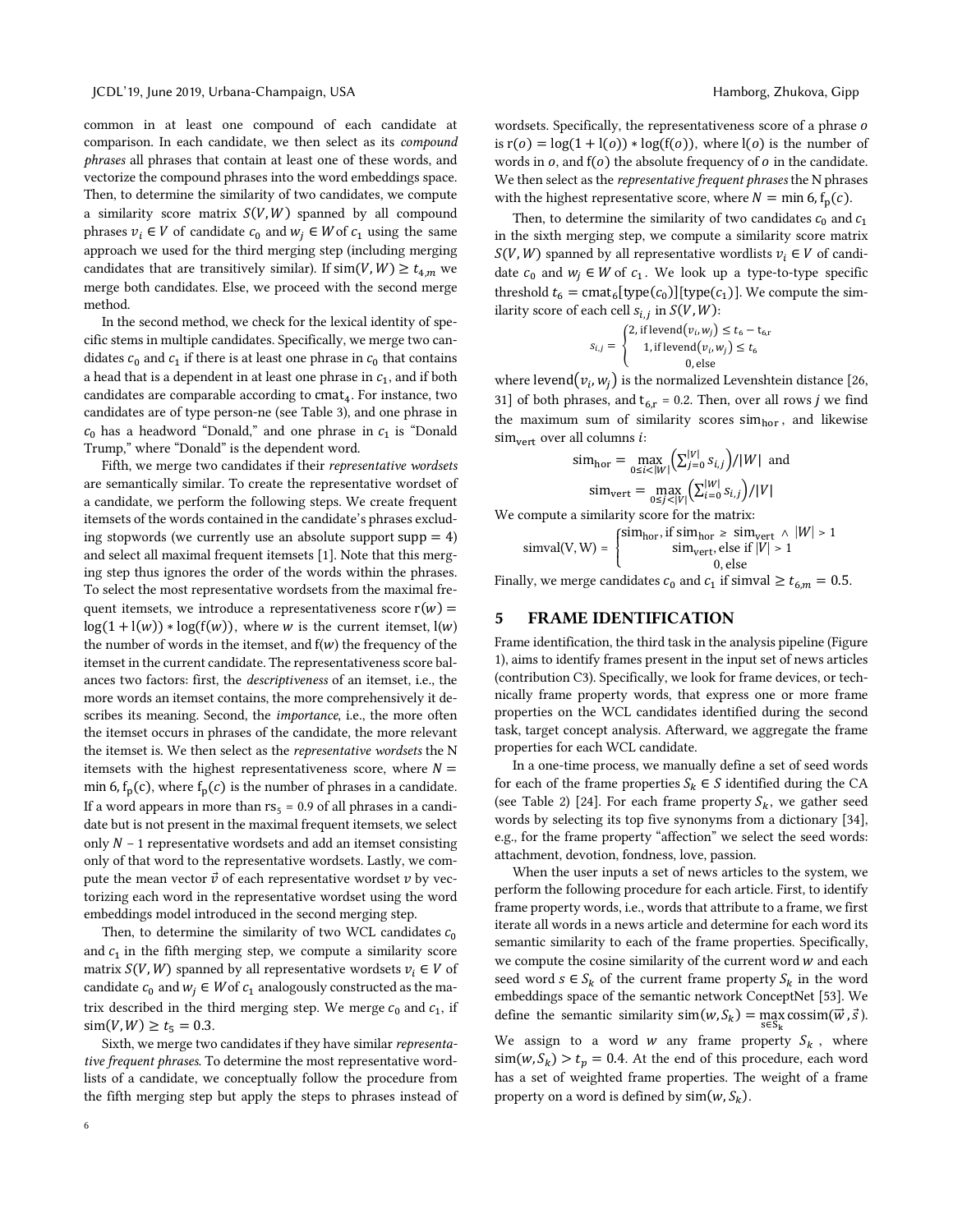common in at least one compound of each candidate at comparison. In each candidate, we then select as its *compound phrases* all phrases that contain at least one of these words, and vectorize the compound phrases into the word embeddings space. Then, to determine the similarity of two candidates, we compute a similarity score matrix $S(V, W)$ spanned by all compound phrases $v_i \in V$ of candidate $c_0$ and $w_j \in W$ of $c_1$ using the same approach we used for the third merging step (including merging candidates that are transitively similar). If $\text{sim}(V, W) \geq t_{4,m}$ we merge both candidates. Else, we proceed with the second merge method.

In the second method, we check for the lexical identity of specific stems in multiple candidates. Specifically, we merge two candidates $c_0$ and $c_1$ if there is at least one phrase in $c_0$ that contains a head that is a dependent in at least one phrase in $c_1$, and if both candidates are comparable according to $\text{cmat}_4$. For instance, two candidates are of type person-ne (see Table 3), and one phrase in $c_0$ has a headword "Donald," and one phrase in $c_1$ is "Donald Trump," where "Donald" is the dependent word.

Fifth, we merge two candidates if their *representative wordsets* are semantically similar. To create the representative wordset of a candidate, we perform the following steps. We create frequent itemsets of the words contained in the candidate's phrases excluding stopwords (we currently use an absolute support $\text{supp} = 4$) and select all maximal frequent itemsets [1]. Note that this merging step thus ignores the order of the words within the phrases. To select the most representative wordsets from the maximal frequent itemsets, we introduce a representativeness score $\text{r}(w) = \log(1 + \text{l}(w)) * \log(\text{f}(w))$, where $w$ is the current itemset, $\text{l}(w)$ the number of words in the itemset, and $\text{f}(w)$ the frequency of the itemset in the current candidate. The representativeness score balances two factors: first, the *descriptiveness* of an itemset, i.e., the more words an itemset contains, the more comprehensively it describes its meaning. Second, the *importance*, i.e., the more often the itemset occurs in phrases of the candidate, the more relevant the itemset is. We then select as the *representative wordsets* the N itemsets with the highest representativeness score, where $N = \min 6, \text{f}_\text{p}(c)$, where $\text{f}_\text{p}(c)$ is the number of phrases in a candidate. If a word appears in more than $\text{rs}_5 = 0.9$ of all phrases in a candidate but is not present in the maximal frequent itemsets, we select only $N - 1$ representative wordsets and add an itemset consisting only of that word to the representative wordsets. Lastly, we compute the mean vector $\vec{v}$ of each representative wordset $v$ by vectorizing each word in the representative wordset using the word embeddings model introduced in the second merging step.

Then, to determine the similarity of two WCL candidates $c_0$ and $c_1$ in the fifth merging step, we compute a similarity score matrix $S(V, W)$ spanned by all representative wordsets $v_i \in V$ of candidate $c_0$ and $w_j \in W$ of $c_1$ analogously constructed as the matrix described in the third merging step. We merge $c_0$ and $c_1$, if $\text{sim}(V, W) \geq t_5 = 0.3$.

Sixth, we merge two candidates if they have similar *representative frequent phrases*. To determine the most representative wordlists of a candidate, we conceptually follow the procedure from the fifth merging step but apply the steps to phrases instead of wordsets. Specifically, the representativeness score of a phrase $o$ is $\text{r}(o) = \log(1 + \text{l}(o)) * \log(\text{f}(o))$, where $\text{l}(o)$ is the number of words in $o$, and $\text{f}(o)$ the absolute frequency of $o$ in the candidate. We then select as the *representative frequent phrases* the N phrases with the highest representative score, where $N = \min 6, \text{f}_\text{p}(c)$.

Then, to determine the similarity of two candidates $c_0$ and $c_1$ in the sixth merging step, we compute a similarity score matrix $S(V, W)$ spanned by all representative wordlists $v_i \in V$ of candidate $c_0$ and $w_j \in W$ of $c_1$. We look up a type-to-type specific threshold $t_6 = \text{cmat}_6[\text{type}(c_0)][\text{type}(c_1)]$. We compute the similarity score of each cell $s_{i,j}$ in $S(V, W)$:

$$s_{i,j} = \begin{cases} 2, \text{if levend}(v_i, w_j) \leq t_6 - t_{6,r} \\ 1, \text{if levend}(v_i, w_j) \leq t_6 \\ 0, \text{else} \end{cases}$$

where $\text{levend}(v_i, w_j)$ is the normalized Levenshtein distance [26, 31] of both phrases, and $t_{6,r} = 0.2$. Then, over all rows $j$ we find the maximum sum of similarity scores $\text{sim}_\text{hor}$, and likewise $\text{sim}_\text{vert}$ over all columns $i$:

$$\text{sim}_\text{hor} = \max_{0 \leq i < |W|} \left(\sum_{j=0}^{|V|} s_{i,j}\right) / |W| \quad \text{and}$$

$$\text{sim}_\text{vert} = \max_{0 \leq j < |V|} \left(\sum_{i=0}^{|W|} s_{i,j}\right) / |V|$$

We compute a similarity score for the matrix:

$$\text{simval(V, W)} = \begin{cases} \text{sim}_\text{hor}, \text{if } \text{sim}_\text{hor} \geq \text{sim}_\text{vert} \wedge |W| > 1 \\ \text{sim}_\text{vert}, \text{else if } |V| > 1 \\ 0, \text{else} \end{cases}$$

Finally, we merge candidates $c_0$ and $c_1$ if $\text{simval} \geq t_{6,m} = 0.5$.

## 5 FRAME IDENTIFICATION

Frame identification, the third task in the analysis pipeline (Figure 1), aims to identify frames present in the input set of news articles (contribution C3). Specifically, we look for frame devices, or technically frame property words, that express one or more frame properties on the WCL candidates identified during the second task, target concept analysis. Afterward, we aggregate the frame properties for each WCL candidate.

In a one-time process, we manually define a set of seed words for each of the frame properties $S_k \in S$ identified during the CA (see Table 2) [24]. For each frame property $S_k$, we gather seed words by selecting its top five synonyms from a dictionary [34], e.g., for the frame property "affection" we select the seed words: attachment, devotion, fondness, love, passion.

When the user inputs a set of news articles to the system, we perform the following procedure for each article. First, to identify frame property words, i.e., words that attribute to a frame, we first iterate all words in a news article and determine for each word its semantic similarity to each of the frame properties. Specifically, we compute the cosine similarity of the current word $w$ and each seed word $s \in S_k$ of the current frame property $S_k$ in the word embeddings space of the semantic network ConceptNet [53]. We define the semantic similarity $\text{sim}(w, S_k) = \max_{s \in S_k} \text{cossim}(\vec{w}, \vec{s})$. We assign to a word $w$ any frame property $S_k$, where $\text{sim}(w, S_k) > t_p = 0.4$. At the end of this procedure, each word has a set of weighted frame properties. The weight of a frame property on a word is defined by $\text{sim}(w, S_k)$.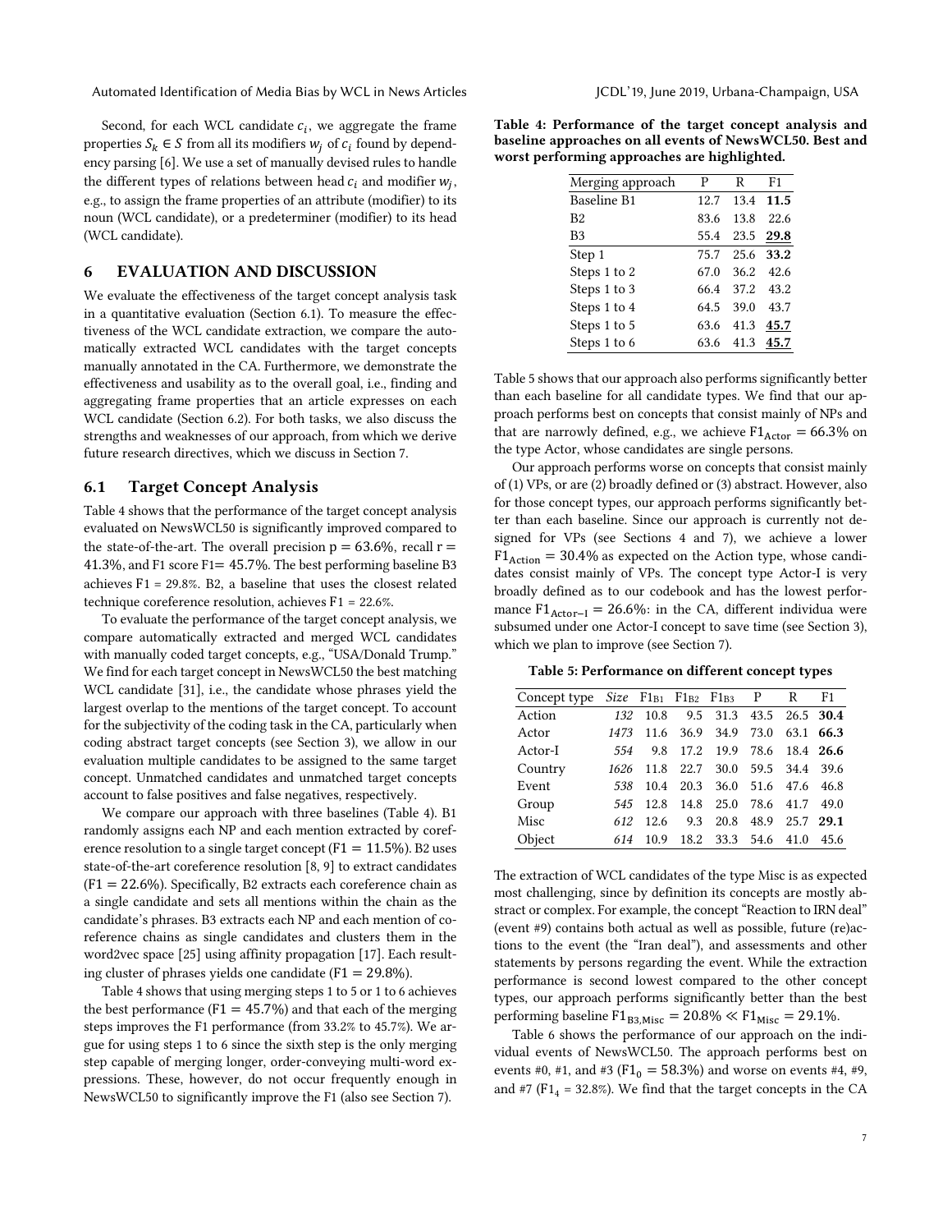Second, for each WCL candidate $c_i$, we aggregate the frame properties $S_k \in S$ from all its modifiers $w_j$ of $c_i$ found by dependency parsing [6]. We use a set of manually devised rules to handle the different types of relations between head $c_i$ and modifier $w_j$, e.g., to assign the frame properties of an attribute (modifier) to its noun (WCL candidate), or a predeterminer (modifier) to its head (WCL candidate).

## 6 EVALUATION AND DISCUSSION

We evaluate the effectiveness of the target concept analysis task in a quantitative evaluation (Section 6.1). To measure the effectiveness of the WCL candidate extraction, we compare the automatically extracted WCL candidates with the target concepts manually annotated in the CA. Furthermore, we demonstrate the effectiveness and usability as to the overall goal, i.e., finding and aggregating frame properties that an article expresses on each WCL candidate (Section 6.2). For both tasks, we also discuss the strengths and weaknesses of our approach, from which we derive future research directives, which we discuss in Section 7.

### 6.1 Target Concept Analysis

Table 4 shows that the performance of the target concept analysis evaluated on NewsWCL50 is significantly improved compared to the state-of-the-art. The overall precision p = 63.6%, recall r = 41.3%, and F1 score F1= 45.7%. The best performing baseline B3 achieves F1 = 29.8%. B2, a baseline that uses the closest related technique coreference resolution, achieves F1 = 22.6%.

To evaluate the performance of the target concept analysis, we compare automatically extracted and merged WCL candidates with manually coded target concepts, e.g., "USA/Donald Trump." We find for each target concept in NewsWCL50 the best matching WCL candidate [31], i.e., the candidate whose phrases yield the largest overlap to the mentions of the target concept. To account for the subjectivity of the coding task in the CA, particularly when coding abstract target concepts (see Section 3), we allow in our evaluation multiple candidates to be assigned to the same target concept. Unmatched candidates and unmatched target concepts account to false positives and false negatives, respectively.

We compare our approach with three baselines (Table 4). B1 randomly assigns each NP and each mention extracted by coreference resolution to a single target concept (F1 = 11.5%). B2 uses state-of-the-art coreference resolution [8, 9] to extract candidates (F1 = 22.6%). Specifically, B2 extracts each coreference chain as a single candidate and sets all mentions within the chain as the candidate's phrases. B3 extracts each NP and each mention of coreference chains as single candidates and clusters them in the word2vec space [25] using affinity propagation [17]. Each resulting cluster of phrases yields one candidate (F1 = 29.8%).

Table 4 shows that using merging steps 1 to 5 or 1 to 6 achieves the best performance (F1 = 45.7%) and that each of the merging steps improves the F1 performance (from 33.2% to 45.7%). We argue for using steps 1 to 6 since the sixth step is the only merging step capable of merging longer, order-conveying multi-word expressions. These, however, do not occur frequently enough in NewsWCL50 to significantly improve the F1 (also see Section 7).

**Table 4: Performance of the target concept analysis and baseline approaches on all events of NewsWCL50. Best and worst performing approaches are highlighted.**

| Merging approach | P | R | F1 |
|---|---|---|---|
| Baseline B1 | 12.7 | 13.4 | **11.5** |
| B2 | 83.6 | 13.8 | 22.6 |
| B3 | 55.4 | 23.5 | **<u>29.8</u>** |
| Step 1 | 75.7 | 25.6 | **33.2** |
| Steps 1 to 2 | 67.0 | 36.2 | 42.6 |
| Steps 1 to 3 | 66.4 | 37.2 | 43.2 |
| Steps 1 to 4 | 64.5 | 39.0 | 43.7 |
| Steps 1 to 5 | 63.6 | 41.3 | **<u>45.7</u>** |
| Steps 1 to 6 | 63.6 | 41.3 | **<u>45.7</u>** |

Table 5 shows that our approach also performs significantly better than each baseline for all candidate types. We find that our approach performs best on concepts that consist mainly of NPs and that are narrowly defined, e.g., we achieve $\text{F1}_{\text{Actor}} = 66.3\%$ on the type Actor, whose candidates are single persons.

Our approach performs worse on concepts that consist mainly of (1) VPs, or are (2) broadly defined or (3) abstract. However, also for those concept types, our approach performs significantly better than each baseline. Since our approach is currently not designed for VPs (see Sections 4 and 7), we achieve a lower $\text{F1}_{\text{Action}} = 30.4\%$ as expected on the Action type, whose candidates consist mainly of VPs. The concept type Actor-I is very broadly defined as to our codebook and has the lowest performance $\text{F1}_{\text{Actor-I}} = 26.6\%$: in the CA, different individua were subsumed under one Actor-I concept to save time (see Section 3), which we plan to improve (see Section 7).

**Table 5: Performance on different concept types**

| Concept type | *Size* | $\text{F1}_{\text{B1}}$ | $\text{F1}_{\text{B2}}$ | $\text{F1}_{\text{B3}}$ | P | R | F1 |
|---|---|---|---|---|---|---|---|
| Action | *132* | 10.8 | 9.5 | 31.3 | 43.5 | 26.5 | **30.4** |
| Actor | *1473* | 11.6 | 36.9 | 34.9 | 73.0 | 63.1 | **66.3** |
| Actor-I | *554* | 9.8 | 17.2 | 19.9 | 78.6 | 18.4 | **26.6** |
| Country | *1626* | 11.8 | 22.7 | 30.0 | 59.5 | 34.4 | 39.6 |
| Event | *538* | 10.4 | 20.3 | 36.0 | 51.6 | 47.6 | 46.8 |
| Group | *545* | 12.8 | 14.8 | 25.0 | 78.6 | 41.7 | 49.0 |
| Misc | *612* | 12.6 | 9.3 | 20.8 | 48.9 | 25.7 | **29.1** |
| Object | *614* | 10.9 | 18.2 | 33.3 | 54.6 | 41.0 | 45.6 |

The extraction of WCL candidates of the type Misc is as expected most challenging, since by definition its concepts are mostly abstract or complex. For example, the concept "Reaction to IRN deal" (event #9) contains both actual as well as possible, future (re)actions to the event (the "Iran deal"), and assessments and other statements by persons regarding the event. While the extraction performance is second lowest compared to the other concept types, our approach performs significantly better than the best performing baseline $\text{F1}_{\text{B3,Misc}} = 20.8\% \ll \text{F1}_{\text{Misc}} = 29.1\%$.

Table 6 shows the performance of our approach on the individual events of NewsWCL50. The approach performs best on events #0, #1, and #3 ($\text{F1}_0 = 58.3\%$) and worse on events #4, #9, and #7 ($\text{F1}_4 = 32.8\%$). We find that the target concepts in the CA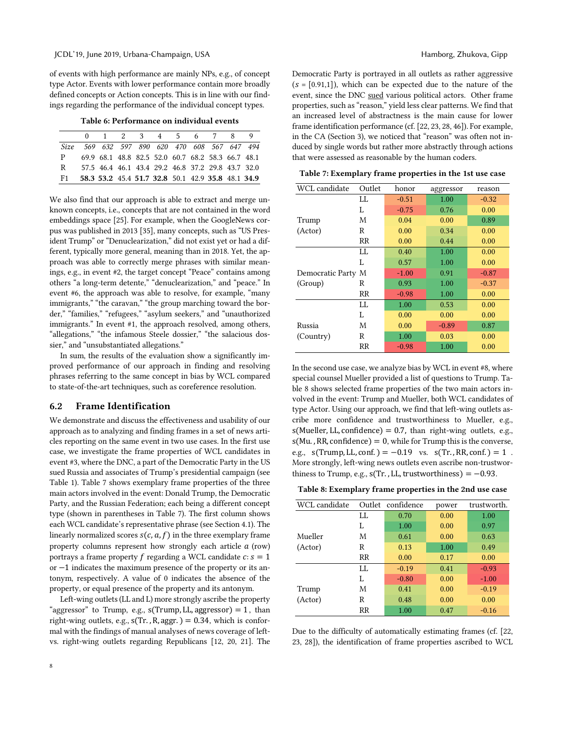of events with high performance are mainly NPs, e.g., of concept type Actor. Events with lower performance contain more broadly defined concepts or Action concepts. This is in line with our findings regarding the performance of the individual concept types.

**Table 6: Performance on individual events**

| | 0 | 1 | 2 | 3 | 4 | 5 | 6 | 7 | 8 | 9 |
|---|---|---|---|---|---|---|---|---|---|---|
| *Size* | *569* | *632* | *597* | *890* | *620* | *470* | *608* | *567* | *647* | *494* |
| P | 69.9 | 68.1 | 48.8 | 82.5 | 52.0 | 60.7 | 68.2 | 58.3 | 66.7 | 48.1 |
| R | 57.5 | 46.4 | 46.1 | 43.4 | 29.2 | 46.8 | 37.2 | 29.8 | 43.7 | 32.0 |
| F1 | **58.3** | **53.2** | 45.4 | **51.7** | **32.8** | 50.1 | 42.9 | **35.8** | 48.1 | **34.9** |

We also find that our approach is able to extract and merge unknown concepts, i.e., concepts that are not contained in the word embeddings space [25]. For example, when the GoogleNews corpus was published in 2013 [35], many concepts, such as "US President Trump" or "Denuclearization," did not exist yet or had a different, typically more general, meaning than in 2018. Yet, the approach was able to correctly merge phrases with similar meanings, e.g., in event #2, the target concept "Peace" contains among others "a long-term detente," "denuclearization," and "peace." In event #6, the approach was able to resolve, for example, "many immigrants," "the caravan," "the group marching toward the border," "families," "refugees," "asylum seekers," and "unauthorized immigrants." In event #1, the approach resolved, among others, "allegations," "the infamous Steele dossier," "the salacious dossier," and "unsubstantiated allegations."

In sum, the results of the evaluation show a significantly improved performance of our approach in finding and resolving phrases referring to the same concept in bias by WCL compared to state-of-the-art techniques, such as coreference resolution.

## 6.2 Frame Identification

We demonstrate and discuss the effectiveness and usability of our approach as to analyzing and finding frames in a set of news articles reporting on the same event in two use cases. In the first use case, we investigate the frame properties of WCL candidates in event #3, where the DNC, a part of the Democratic Party in the US sued Russia and associates of Trump's presidential campaign (see Table 1). Table 7 shows exemplary frame properties of the three main actors involved in the event: Donald Trump, the Democratic Party, and the Russian Federation; each being a different concept type (shown in parentheses in Table 7). The first column shows each WCL candidate's representative phrase (see Section 4.1). The linearly normalized scores $s(c, a, f)$ in the three exemplary frame property columns represent how strongly each article $a$ (row) portrays a frame property $f$ regarding a WCL candidate $c$: $s = 1$ or $-1$ indicates the maximum presence of the property or its antonym, respectively. A value of 0 indicates the absence of the property, or equal presence of the property and its antonym.

Left-wing outlets (LL and L) more strongly ascribe the property "aggressor" to Trump, e.g., $\text{s(Trump, LL, aggressor)} = 1$, than right-wing outlets, e.g., $\text{s(Tr., R, aggr.)} = 0.34$, which is conformal with the findings of manual analyses of news coverage of left- vs. right-wing outlets regarding Republicans [12, 20, 21]. The Democratic Party is portrayed in all outlets as rather aggressive ($s = [0.91, 1]$), which can be expected due to the nature of the event, since the DNC sued various political actors. Other frame properties, such as "reason," yield less clear patterns. We find that an increased level of abstractness is the main cause for lower frame identification performance (cf. [22, 23, 28, 46]). For example, in the CA (Section 3), we noticed that "reason" was often not induced by single words but rather more abstractly through actions that were assessed as reasonable by the human coders.

**Table 7: Exemplary frame properties in the 1st use case**

| WCL candidate | Outlet | honor | aggressor | reason |
|---|---|---|---|---|
| Trump (Actor) | LL | -0.51 | 1.00 | -0.32 |
| | L | -0.75 | 0.76 | 0.00 |
| | M | 0.04 | 0.00 | 0.89 |
| | R | 0.00 | 0.34 | 0.00 |
| | RR | 0.00 | 0.44 | 0.00 |
| Democratic Party (Group) | LL | 0.40 | 1.00 | 0.00 |
| | L | 0.57 | 1.00 | 0.00 |
| | M | -1.00 | 0.91 | -0.87 |
| | R | 0.93 | 1.00 | -0.37 |
| | RR | -0.98 | 1.00 | 0.00 |
| Russia (Country) | LL | 1.00 | 0.53 | 0.00 |
| | L | 0.00 | 0.00 | 0.00 |
| | M | 0.00 | -0.89 | 0.87 |
| | R | 1.00 | 0.03 | 0.00 |
| | RR | -0.98 | 1.00 | 0.00 |

In the second use case, we analyze bias by WCL in event #8, where special counsel Mueller provided a list of questions to Trump. Table 8 shows selected frame properties of the two main actors involved in the event: Trump and Mueller, both WCL candidates of type Actor. Using our approach, we find that left-wing outlets ascribe more confidence and trustworthiness to Mueller, e.g., $\text{s(Mueller, LL, confidence)} = 0.7$, than right-wing outlets, e.g., $\text{s(Mu., RR, confidence)} = 0$, while for Trump this is the converse, e.g., $\text{s(Trump, LL, conf.)} = -0.19$ vs. $\text{s(Tr., RR, conf.)} = 1$. More strongly, left-wing news outlets even ascribe non-trustworthiness to Trump, e.g., $\text{s(Tr., LL, trustworthiness)} = -0.93$.

**Table 8: Exemplary frame properties in the 2nd use case**

| WCL candidate | Outlet | confidence | power | trustworth. |
|---|---|---|---|---|
| Mueller (Actor) | LL | 0.70 | 0.00 | 1.00 |
| | L | 1.00 | 0.00 | 0.97 |
| | M | 0.61 | 0.00 | 0.63 |
| | R | 0.13 | 1.00 | 0.49 |
| | RR | 0.00 | 0.17 | 0.00 |
| Trump (Actor) | LL | -0.19 | 0.41 | -0.93 |
| | L | -0.80 | 0.00 | -1.00 |
| | M | 0.41 | 0.00 | -0.19 |
| | R | 0.48 | 0.00 | 0.00 |
| | RR | 1.00 | 0.47 | -0.16 |

Due to the difficulty of automatically estimating frames (cf. [22, 23, 28]), the identification of frame properties ascribed to WCL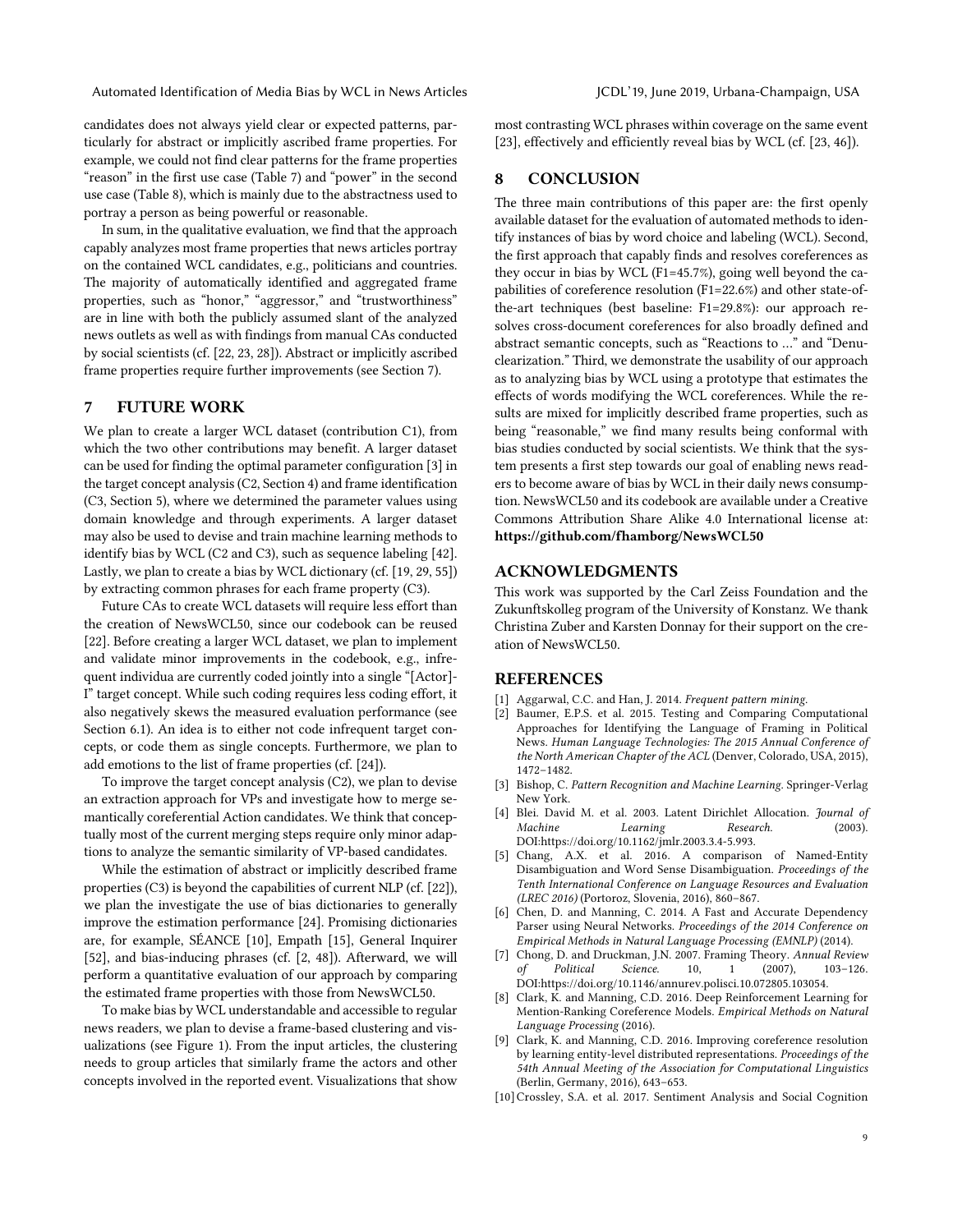candidates does not always yield clear or expected patterns, particularly for abstract or implicitly ascribed frame properties. For example, we could not find clear patterns for the frame properties "reason" in the first use case (Table 7) and "power" in the second use case (Table 8), which is mainly due to the abstractness used to portray a person as being powerful or reasonable.

In sum, in the qualitative evaluation, we find that the approach capably analyzes most frame properties that news articles portray on the contained WCL candidates, e.g., politicians and countries. The majority of automatically identified and aggregated frame properties, such as "honor," "aggressor," and "trustworthiness" are in line with both the publicly assumed slant of the analyzed news outlets as well as with findings from manual CAs conducted by social scientists (cf. [22, 23, 28]). Abstract or implicitly ascribed frame properties require further improvements (see Section 7).

## 7 FUTURE WORK

We plan to create a larger WCL dataset (contribution C1), from which the two other contributions may benefit. A larger dataset can be used for finding the optimal parameter configuration [3] in the target concept analysis (C2, Section 4) and frame identification (C3, Section 5), where we determined the parameter values using domain knowledge and through experiments. A larger dataset may also be used to devise and train machine learning methods to identify bias by WCL (C2 and C3), such as sequence labeling [42]. Lastly, we plan to create a bias by WCL dictionary (cf. [19, 29, 55]) by extracting common phrases for each frame property (C3).

Future CAs to create WCL datasets will require less effort than the creation of NewsWCL50, since our codebook can be reused [22]. Before creating a larger WCL dataset, we plan to implement and validate minor improvements in the codebook, e.g., infrequent individua are currently coded jointly into a single "[Actor]-I" target concept. While such coding requires less coding effort, it also negatively skews the measured evaluation performance (see Section 6.1). An idea is to either not code infrequent target concepts, or code them as single concepts. Furthermore, we plan to add emotions to the list of frame properties (cf. [24]).

To improve the target concept analysis (C2), we plan to devise an extraction approach for VPs and investigate how to merge semantically coreferential Action candidates. We think that conceptually most of the current merging steps require only minor adaptions to analyze the semantic similarity of VP-based candidates.

While the estimation of abstract or implicitly described frame properties (C3) is beyond the capabilities of current NLP (cf. [22]), we plan the investigate the use of bias dictionaries to generally improve the estimation performance [24]. Promising dictionaries are, for example, SÉANCE [10], Empath [15], General Inquirer [52], and bias-inducing phrases (cf. [2, 48]). Afterward, we will perform a quantitative evaluation of our approach by comparing the estimated frame properties with those from NewsWCL50.

To make bias by WCL understandable and accessible to regular news readers, we plan to devise a frame-based clustering and visualizations (see Figure 1). From the input articles, the clustering needs to group articles that similarly frame the actors and other concepts involved in the reported event. Visualizations that show most contrasting WCL phrases within coverage on the same event [23], effectively and efficiently reveal bias by WCL (cf. [23, 46]).

## 8 CONCLUSION

The three main contributions of this paper are: the first openly available dataset for the evaluation of automated methods to identify instances of bias by word choice and labeling (WCL). Second, the first approach that capably finds and resolves coreferences as they occur in bias by WCL (F1=45.7%), going well beyond the capabilities of coreference resolution (F1=22.6%) and other state-of-the-art techniques (best baseline: F1=29.8%): our approach resolves cross-document coreferences for also broadly defined and abstract semantic concepts, such as "Reactions to ..." and "Denuclearization." Third, we demonstrate the usability of our approach as to analyzing bias by WCL using a prototype that estimates the effects of words modifying the WCL coreferences. While the results are mixed for implicitly described frame properties, such as being "reasonable," we find many results being conformal with bias studies conducted by social scientists. We think that the system presents a first step towards our goal of enabling news readers to become aware of bias by WCL in their daily news consumption. NewsWCL50 and its codebook are available under a Creative Commons Attribution Share Alike 4.0 International license at: **https://github.com/fhamborg/NewsWCL50**

## ACKNOWLEDGMENTS

This work was supported by the Carl Zeiss Foundation and the Zukunftskolleg program of the University of Konstanz. We thank Christina Zuber and Karsten Donnay for their support on the creation of NewsWCL50.

## REFERENCES

- [1] Aggarwal, C.C. and Han, J. 2014. *Frequent pattern mining.*
- [2] Baumer, E.P.S. et al. 2015. Testing and Comparing Computational Approaches for Identifying the Language of Framing in Political News. *Human Language Technologies: The 2015 Annual Conference of the North American Chapter of the ACL* (Denver, Colorado, USA, 2015), 1472–1482.
- [3] Bishop, C. *Pattern Recognition and Machine Learning.* Springer-Verlag New York.
- [4] Blei. David M. et al. 2003. Latent Dirichlet Allocation. *Journal of Machine Learning Research.* (2003). DOI:https://doi.org/10.1162/jmlr.2003.3.4-5.993.
- [5] Chang, A.X. et al. 2016. A comparison of Named-Entity Disambiguation and Word Sense Disambiguation. *Proceedings of the Tenth International Conference on Language Resources and Evaluation (LREC 2016)* (Portoroz, Slovenia, 2016), 860–867.
- [6] Chen, D. and Manning, C. 2014. A Fast and Accurate Dependency Parser using Neural Networks. *Proceedings of the 2014 Conference on Empirical Methods in Natural Language Processing (EMNLP)* (2014).
- [7] Chong, D. and Druckman, J.N. 2007. Framing Theory. *Annual Review of Political Science.* 10, 1 (2007), 103–126. DOI:https://doi.org/10.1146/annurev.polisci.10.072805.103054.
- [8] Clark, K. and Manning, C.D. 2016. Deep Reinforcement Learning for Mention-Ranking Coreference Models. *Empirical Methods on Natural Language Processing* (2016).
- [9] Clark, K. and Manning, C.D. 2016. Improving coreference resolution by learning entity-level distributed representations. *Proceedings of the 54th Annual Meeting of the Association for Computational Linguistics* (Berlin, Germany, 2016), 643–653.
- [10] Crossley, S.A. et al. 2017. Sentiment Analysis and Social Cognition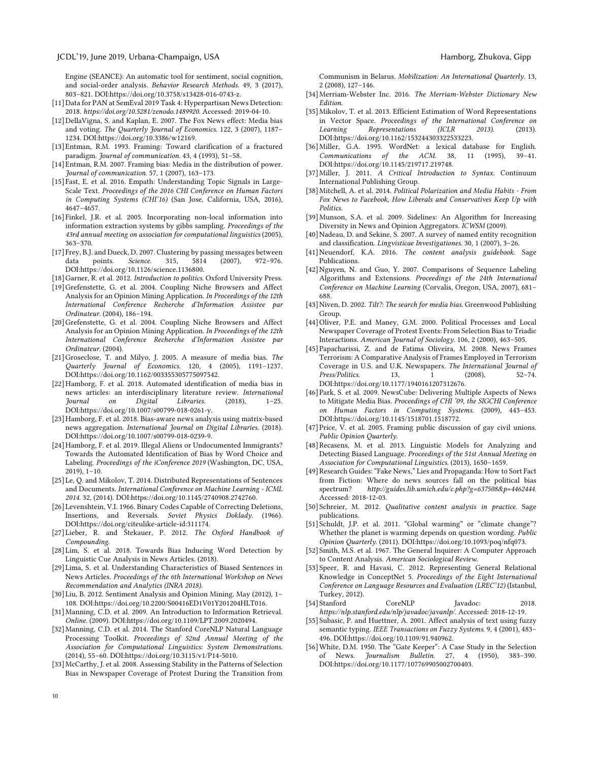Engine (SEANCE): An automatic tool for sentiment, social cognition, and social-order analysis. *Behavior Research Methods*. 49, 3 (2017), 803–821. DOI:https://doi.org/10.3758/s13428-016-0743-z.

[11] Data for PAN at SemEval 2019 Task 4: Hyperpartisan News Detection: 2018. *https://doi.org/10.5281/zenodo.1489920*. Accessed: 2019-04-10.

[12] DellaVigna, S. and Kaplan, E. 2007. The Fox News effect: Media bias and voting. *The Quarterly Journal of Economics*. 122, 3 (2007), 1187–1234. DOI:https://doi.org/10.3386/w12169.

[13] Entman, R.M. 1993. Framing: Toward clarification of a fractured paradigm. *Journal of communication*. 43, 4 (1993), 51–58.

[14] Entman, R.M. 2007. Framing bias: Media in the distribution of power. *Journal of communication*. 57, 1 (2007), 163–173.

[15] Fast, E. et al. 2016. Empath: Understanding Topic Signals in Large-Scale Text. *Proceedings of the 2016 CHI Conference on Human Factors in Computing Systems (CHI'16)* (San Jose, California, USA, 2016), 4647–4657.

[16] Finkel, J.R. et al. 2005. Incorporating non-local information into information extraction systems by gibbs sampling. *Proceedings of the 43rd annual meeting on association for computational linguistics* (2005), 363–370.

[17] Frey, B.J. and Dueck, D. 2007. Clustering by passing messages between data points. *Science*. 315, 5814 (2007), 972–976. DOI:https://doi.org/10.1126/science.1136800.

[18] Garner, R. et al. 2012. *Introduction to politics*. Oxford University Press.

[19] Grefenstette, G. et al. 2004. Coupling Niche Browsers and Affect Analysis for an Opinion Mining Application. *In Proceedings of the 12th International Conference Recherche d'Information Assistee par Ordinateur*. (2004), 186–194.

[20] Grefenstette, G. et al. 2004. Coupling Niche Browsers and Affect Analysis for an Opinion Mining Application. *In Proceedings of the 12th International Conference Recherche d'Information Assistee par Ordinateur*. (2004).

[21] Groseclose, T. and Milyo, J. 2005. A measure of media bias. *The Quarterly Journal of Economics*. 120, 4 (2005), 1191–1237. DOI:https://doi.org/10.1162/003355305775097542.

[22] Hamborg, F. et al. 2018. Automated identification of media bias in news articles: an interdisciplinary literature review. *International Journal on Digital Libraries*. (2018), 1–25. DOI:https://doi.org/10.1007/s00799-018-0261-y.

[23] Hamborg, F. et al. 2018. Bias-aware news analysis using matrix-based news aggregation. *International Journal on Digital Libraries*. (2018). DOI:https://doi.org/10.1007/s00799-018-0239-9.

[24] Hamborg, F. et al. 2019. Illegal Aliens or Undocumented Immigrants? Towards the Automated Identification of Bias by Word Choice and Labeling. *Proceedings of the iConference 2019* (Washington, DC, USA, 2019), 1–10.

[25] Le, Q. and Mikolov, T. 2014. Distributed Representations of Sentences and Documents. *International Conference on Machine Learning - ICML 2014*. 32, (2014). DOI:https://doi.org/10.1145/2740908.2742760.

[26] Levenshtein, V.I. 1966. Binary Codes Capable of Correcting Deletions, Insertions, and Reversals. *Soviet Physics Doklady*. (1966). DOI:https://doi.org/citeulike-article-id:311174.

[27] Lieber, R. and Štekauer, P. 2012. *The Oxford Handbook of Compounding*.

[28] Lim, S. et al. 2018. Towards Bias Inducing Word Detection by Linguistic Cue Analysis in News Articles. (2018).

[29] Lima, S. et al. Understanding Characteristics of Biased Sentences in News Articles. *Proceedings of the 6th International Workshop on News Recommendation and Analytics (INRA 2018)*.

[30] Liu, B. 2012. Sentiment Analysis and Opinion Mining. May (2012), 1–108. DOI:https://doi.org/10.2200/S00416ED1V01Y201204HLT016.

[31] Manning, C.D. et al. 2009. An Introduction to Information Retrieval. *Online*. (2009). DOI:https://doi.org/10.1109/LPT.2009.2020494.

[32] Manning, C.D. et al. 2014. The Stanford CoreNLP Natural Language Processing Toolkit. *Proceedings of 52nd Annual Meeting of the Association for Computational Linguistics: System Demonstrations*. (2014), 55–60. DOI:https://doi.org/10.3115/v1/P14-5010.

[33] McCarthy, J. et al. 2008. Assessing Stability in the Patterns of Selection Bias in Newspaper Coverage of Protest During the Transition from Communism in Belarus. *Mobilization: An International Quarterly*. 13, 2 (2008), 127–146.

[34] Merriam-Webster Inc. 2016. *The Merriam-Webster Dictionary New Edition*.

[35] Mikolov, T. et al. 2013. Efficient Estimation of Word Representations in Vector Space. *Proceedings of the International Conference on Learning Representations (ICLR 2013)*. (2013). DOI:https://doi.org/10.1162/153244303322533223.

[36] Miller, G.A. 1995. WordNet: a lexical database for English. *Communications of the ACM*. 38, 11 (1995), 39–41. DOI:https://doi.org/10.1145/219717.219748.

[37] Miller, J. 2011. *A Critical Introduction to Syntax*. Continuum International Publishing Group.

[38] Mitchell, A. et al. 2014. *Political Polarization and Media Habits - From Fox News to Facebook, How Liberals and Conservatives Keep Up with Politics*.

[39] Munson, S.A. et al. 2009. Sidelines: An Algorithm for Increasing Diversity in News and Opinion Aggregators. *ICWSM* (2009).

[40] Nadeau, D. and Sekine, S. 2007. A survey of named entity recognition and classification. *Lingvisticae Investigationes*. 30, 1 (2007), 3–26.

[41] Neuendorf, K.A. 2016. *The content analysis guidebook*. Sage Publications.

[42] Nguyen, N. and Guo, Y. 2007. Comparisons of Sequence Labeling Algorithms and Extensions. *Proceedings of the 24th International Conference on Machine Learning* (Corvalis, Oregon, USA, 2007), 681–688.

[43] Niven, D. 2002. *Tilt?: The search for media bias*. Greenwood Publishing Group.

[44] Oliver, P.E. and Maney, G.M. 2000. Political Processes and Local Newspaper Coverage of Protest Events: From Selection Bias to Triadic Interactions. *American Journal of Sociology*. 106, 2 (2000), 463–505.

[45] Papacharissi, Z. and de Fatima Oliveira, M. 2008. News Frames Terrorism: A Comparative Analysis of Frames Employed in Terrorism Coverage in U.S. and U.K. Newspapers. *The International Journal of Press/Politics*. 13, 1 (2008), 52–74. DOI:https://doi.org/10.1177/1940161207312676.

[46] Park, S. et al. 2009. NewsCube: Delivering Multiple Aspects of News to Mitigate Media Bias. *Proceedings of CHI '09, the SIGCHI Conference on Human Factors in Computing Systems*. (2009), 443–453. DOI:https://doi.org/10.1145/1518701.1518772.

[47] Price, V. et al. 2005. Framing public discussion of gay civil unions. *Public Opinion Quarterly*.

[48] Recasens, M. et al. 2013. Linguistic Models for Analyzing and Detecting Biased Language. *Proceedings of the 51st Annual Meeting on Association for Computational Linguistics*. (2013), 1650–1659.

[49] Research Guides: "Fake News," Lies and Propaganda: How to Sort Fact from Fiction: Where do news sources fall on the political bias spectrum? *http://guides.lib.umich.edu/c.php?g=637508&p=4462444*. Accessed: 2018-12-03.

[50] Schreier, M. 2012. *Qualitative content analysis in practice*. Sage publications.

[51] Schuldt, J.P. et al. 2011. "Global warming" or "climate change"? Whether the planet is warming depends on question wording. *Public Opinion Quarterly*. (2011). DOI:https://doi.org/10.1093/poq/nfq073.

[52] Smith, M.S. et al. 1967. The General Inquirer: A Computer Approach to Content Analysis. *American Sociological Review*.

[53] Speer, R. and Havasi, C. 2012. Representing General Relational Knowledge in ConceptNet 5. *Proceedings of the Eight International Conference on Language Resources and Evaluation (LREC'12)* (Istanbul, Turkey, 2012).

[54] Stanford CoreNLP Javadoc: 2018. *https://nlp.stanford.edu/nlp/javadoc/javanlp/*. Accessed: 2018-12-19.

[55] Subasic, P. and Huettner, A. 2001. Affect analysis of text using fuzzy semantic typing. *IEEE Transactions on Fuzzy Systems*. 9, 4 (2001), 483–496. DOI:https://doi.org/10.1109/91.940962.

[56] White, D.M. 1950. The "Gate Keeper": A Case Study in the Selection of News. *Journalism Bulletin*. 27, 4 (1950), 383–390. DOI:https://doi.org/10.1177/107769905002700403.